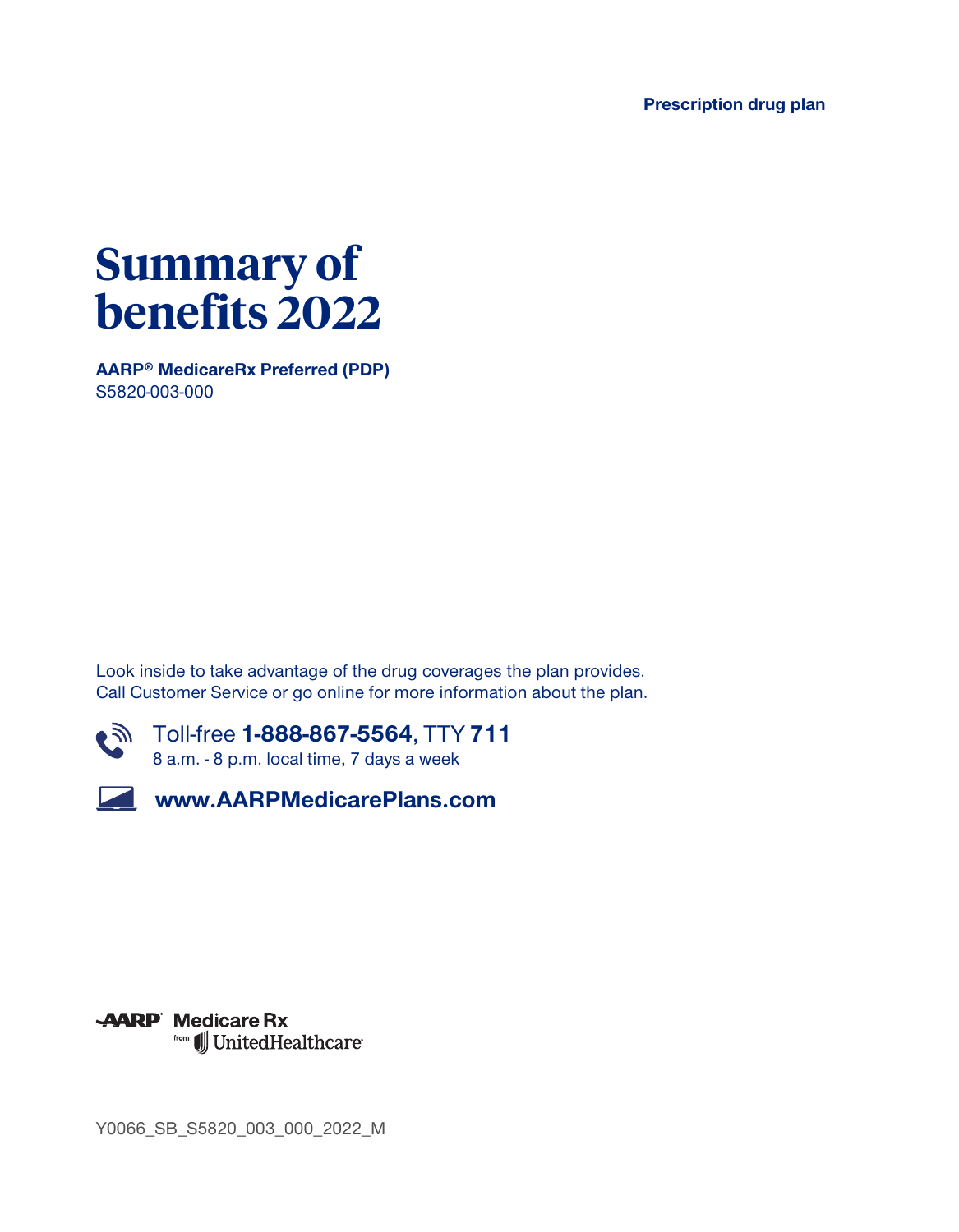**Prescription drug plan**

# Summary of benefits 2022

**AARP® MedicareRx Preferred (PDP)**
S5820-003-000

Look inside to take advantage of the drug coverages the plan provides.
Call Customer Service or go online for more information about the plan.

Toll-free **1-888-867-5564**, TTY **711**
8 a.m. - 8 p.m. local time, 7 days a week

**www.AARPMedicarePlans.com**

AARP | Medicare Rx
from UnitedHealthcare

Y0066_SB_S5820_003_000_2022_M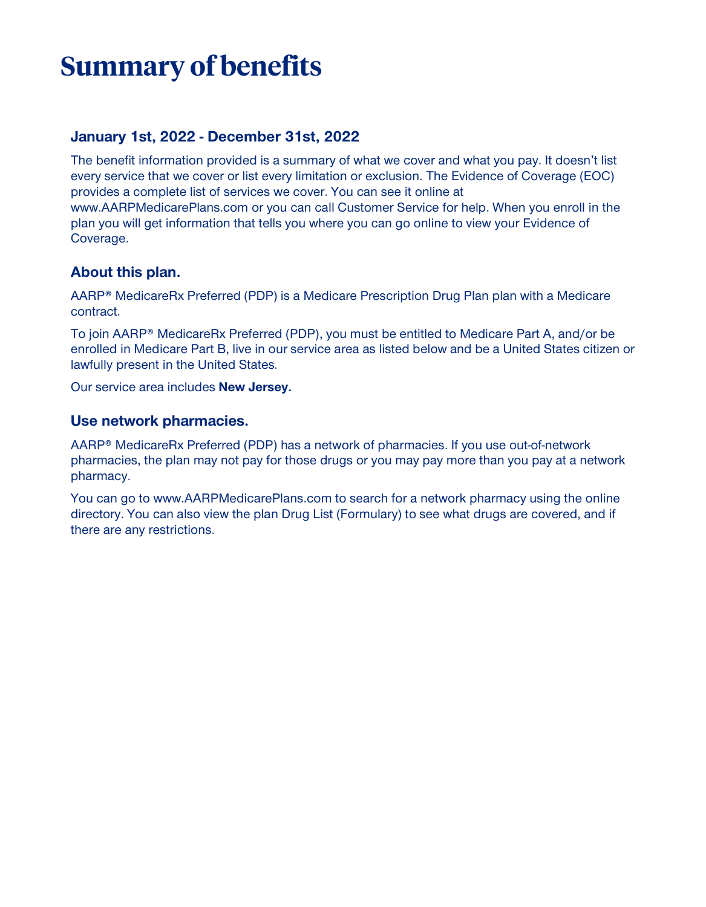# Summary of benefits

## January 1st, 2022 - December 31st, 2022

The benefit information provided is a summary of what we cover and what you pay. It doesn't list every service that we cover or list every limitation or exclusion. The Evidence of Coverage (EOC) provides a complete list of services we cover. You can see it online at www.AARPMedicarePlans.com or you can call Customer Service for help. When you enroll in the plan you will get information that tells you where you can go online to view your Evidence of Coverage.

## About this plan.

AARP® MedicareRx Preferred (PDP) is a Medicare Prescription Drug Plan plan with a Medicare contract.

To join AARP® MedicareRx Preferred (PDP), you must be entitled to Medicare Part A, and/or be enrolled in Medicare Part B, live in our service area as listed below and be a United States citizen or lawfully present in the United States.

Our service area includes **New Jersey.**

## Use network pharmacies.

AARP® MedicareRx Preferred (PDP) has a network of pharmacies. If you use out-of-network pharmacies, the plan may not pay for those drugs or you may pay more than you pay at a network pharmacy.

You can go to www.AARPMedicarePlans.com to search for a network pharmacy using the online directory. You can also view the plan Drug List (Formulary) to see what drugs are covered, and if there are any restrictions.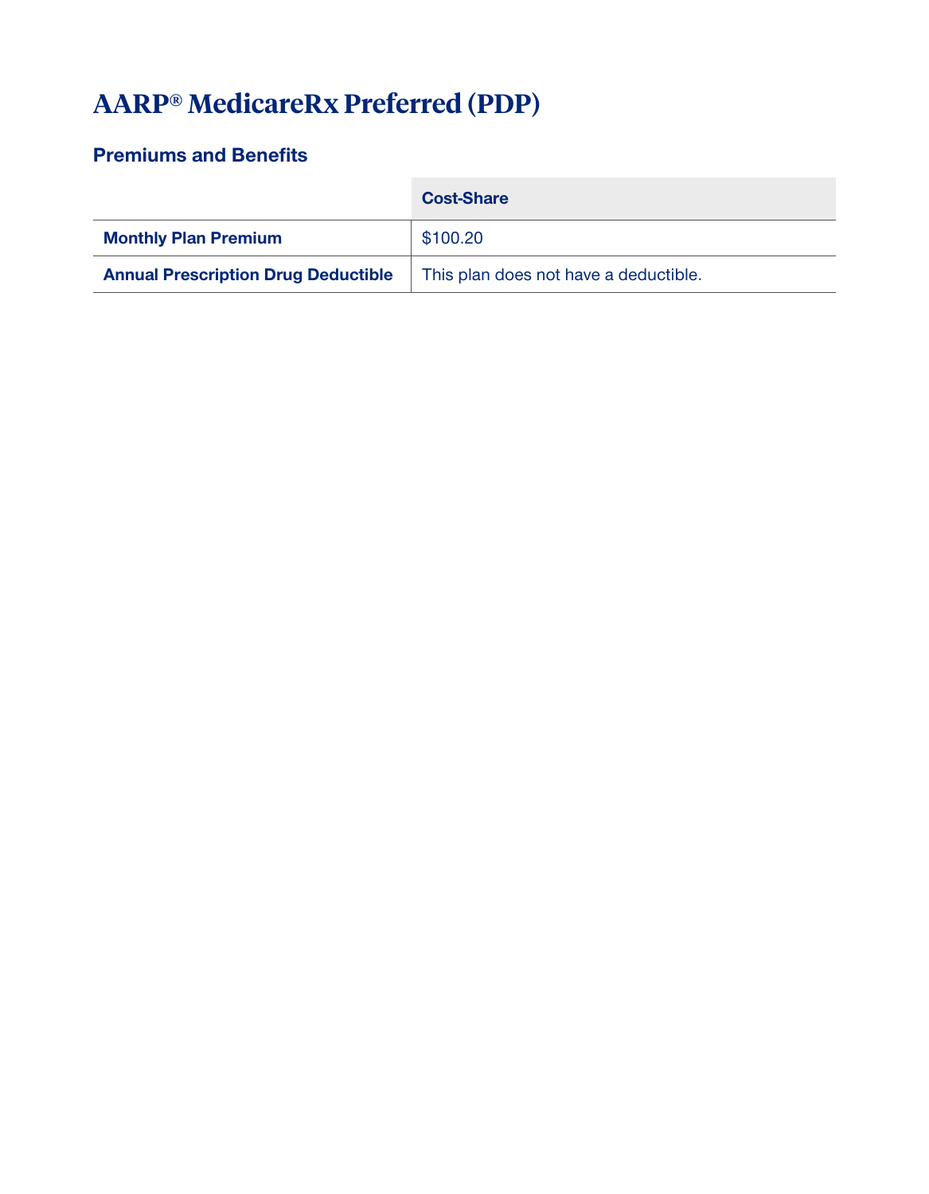# AARP® MedicareRx Preferred (PDP)

## Premiums and Benefits

| | Cost-Share |
|---|---|
| **Monthly Plan Premium** | $100.20 |
| **Annual Prescription Drug Deductible** | This plan does not have a deductible. |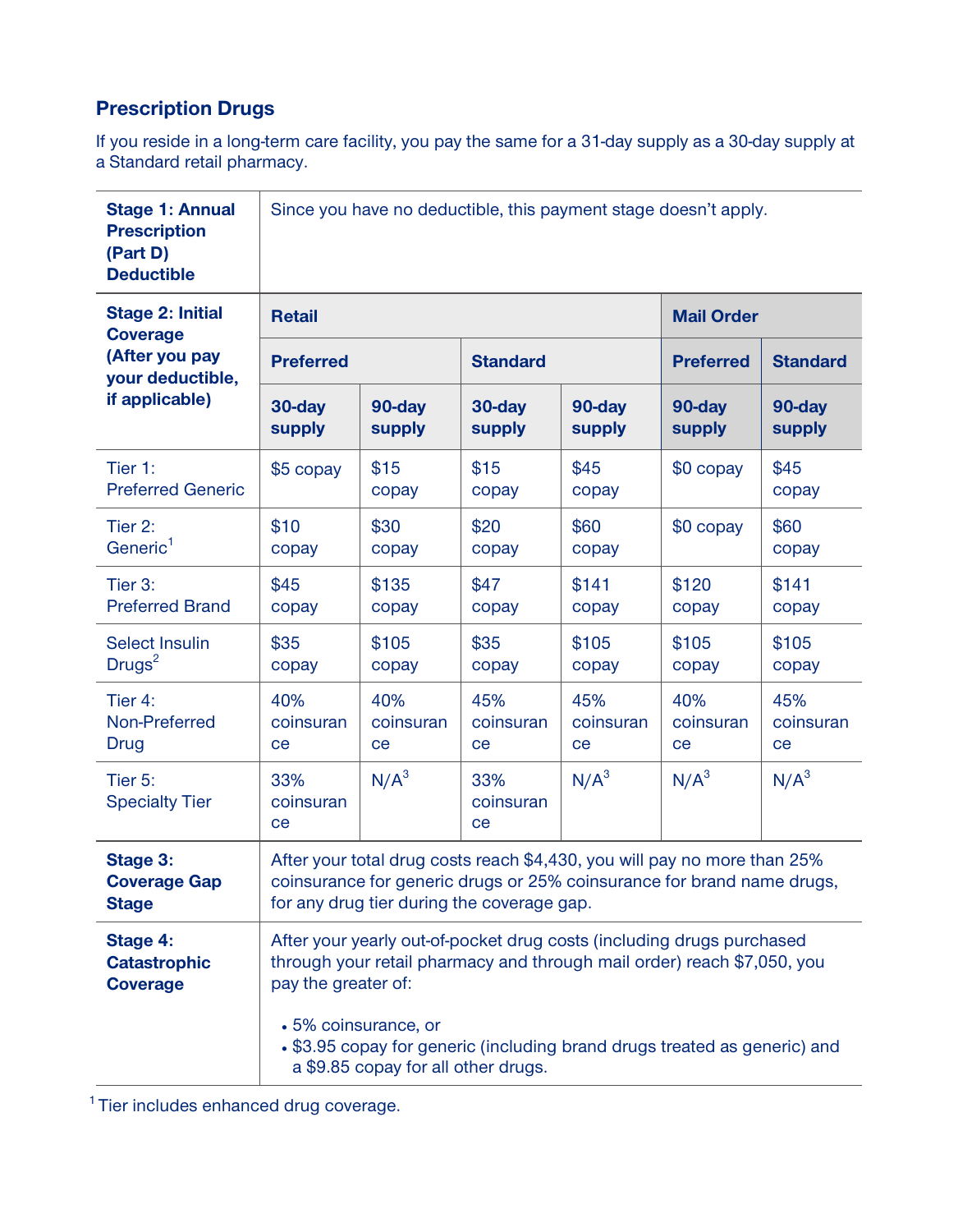## Prescription Drugs

If you reside in a long-term care facility, you pay the same for a 31-day supply as a 30-day supply at a Standard retail pharmacy.

| | | | | | | |
|---|---|---|---|---|---|---|
| **Stage 1: Annual Prescription (Part D) Deductible** | Since you have no deductible, this payment stage doesn't apply. | | | | | |
| **Stage 2: Initial Coverage (After you pay your deductible, if applicable)** | **Retail** | | | | **Mail Order** | |
| | **Preferred** | | **Standard** | | **Preferred** | **Standard** |
| | **30-day supply** | **90-day supply** | **30-day supply** | **90-day supply** | **90-day supply** | **90-day supply** |
| Tier 1: Preferred Generic | $5 copay | $15 copay | $15 copay | $45 copay | $0 copay | $45 copay |
| Tier 2: Generic[1] | $10 copay | $30 copay | $20 copay | $60 copay | $0 copay | $60 copay |
| Tier 3: Preferred Brand | $45 copay | $135 copay | $47 copay | $141 copay | $120 copay | $141 copay |
| Select Insulin Drugs[2] | $35 copay | $105 copay | $35 copay | $105 copay | $105 copay | $105 copay |
| Tier 4: Non-Preferred Drug | 40% coinsurance | 40% coinsurance | 45% coinsurance | 45% coinsurance | 40% coinsurance | 45% coinsurance |
| Tier 5: Specialty Tier | 33% coinsurance | N/A[3] | 33% coinsurance | N/A[3] | N/A[3] | N/A[3] |
| **Stage 3: Coverage Gap Stage** | After your total drug costs reach $4,430, you will pay no more than 25% coinsurance for generic drugs or 25% coinsurance for brand name drugs, for any drug tier during the coverage gap. | | | | | |
| **Stage 4: Catastrophic Coverage** | After your yearly out-of-pocket drug costs (including drugs purchased through your retail pharmacy and through mail order) reach $7,050, you pay the greater of:<br>• 5% coinsurance, or<br>• $3.95 copay for generic (including brand drugs treated as generic) and a $9.85 copay for all other drugs. | | | | | |

[1] Tier includes enhanced drug coverage.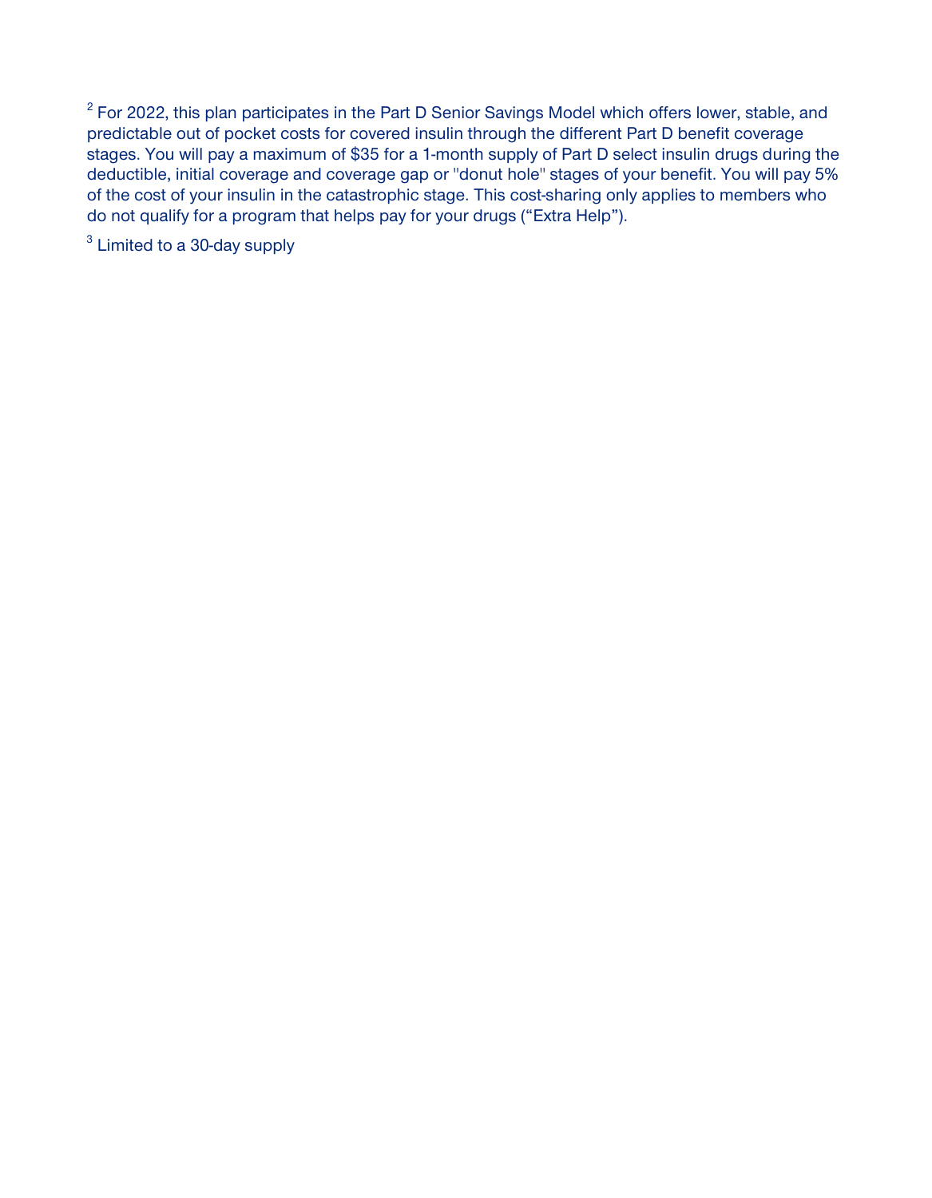[2] For 2022, this plan participates in the Part D Senior Savings Model which offers lower, stable, and predictable out of pocket costs for covered insulin through the different Part D benefit coverage stages. You will pay a maximum of $35 for a 1-month supply of Part D select insulin drugs during the deductible, initial coverage and coverage gap or "donut hole" stages of your benefit. You will pay 5% of the cost of your insulin in the catastrophic stage. This cost-sharing only applies to members who do not qualify for a program that helps pay for your drugs ("Extra Help").

[3] Limited to a 30-day supply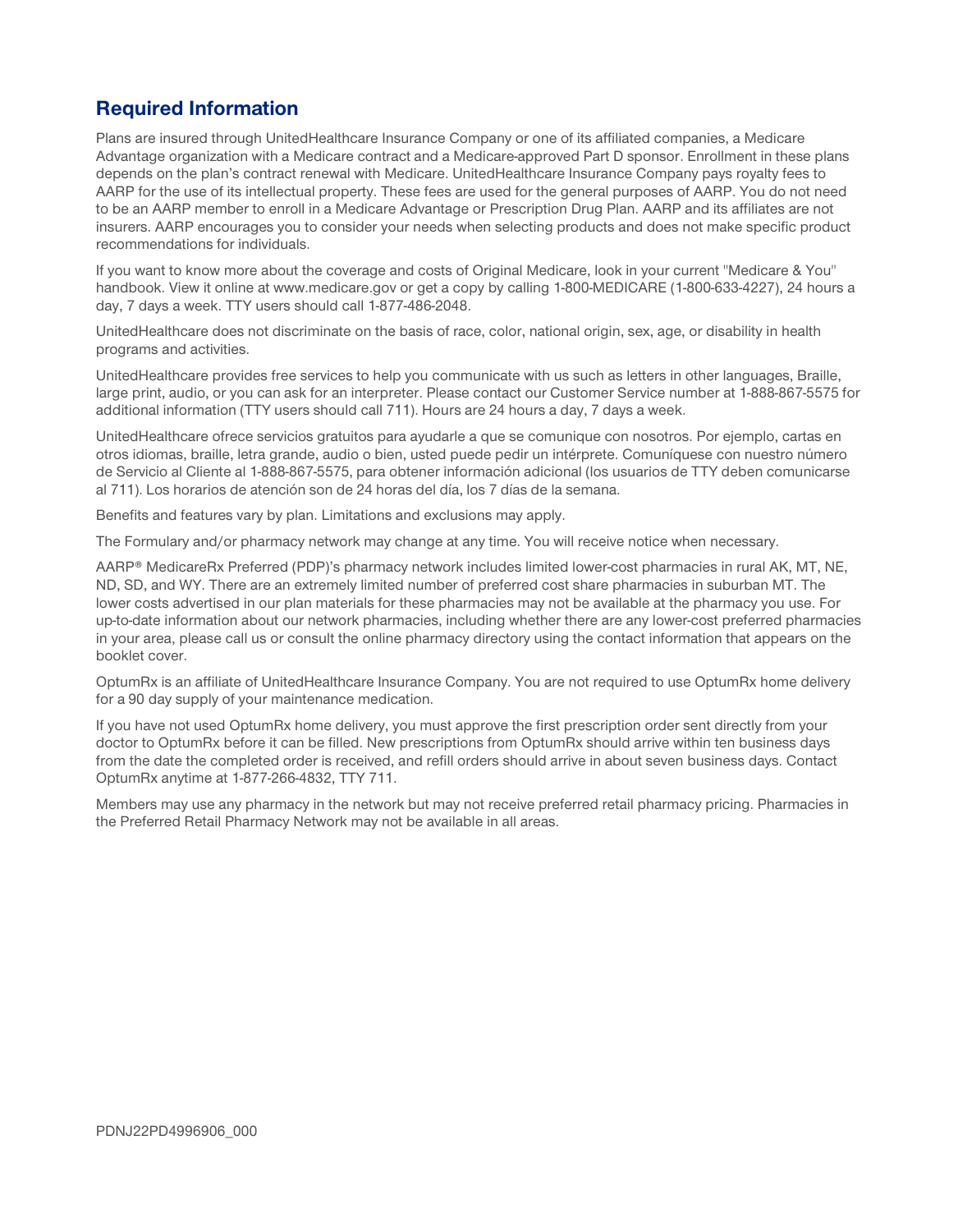## Required Information

Plans are insured through UnitedHealthcare Insurance Company or one of its affiliated companies, a Medicare Advantage organization with a Medicare contract and a Medicare-approved Part D sponsor. Enrollment in these plans depends on the plan's contract renewal with Medicare. UnitedHealthcare Insurance Company pays royalty fees to AARP for the use of its intellectual property. These fees are used for the general purposes of AARP. You do not need to be an AARP member to enroll in a Medicare Advantage or Prescription Drug Plan. AARP and its affiliates are not insurers. AARP encourages you to consider your needs when selecting products and does not make specific product recommendations for individuals.

If you want to know more about the coverage and costs of Original Medicare, look in your current "Medicare & You" handbook. View it online at www.medicare.gov or get a copy by calling 1-800-MEDICARE (1-800-633-4227), 24 hours a day, 7 days a week. TTY users should call 1-877-486-2048.

UnitedHealthcare does not discriminate on the basis of race, color, national origin, sex, age, or disability in health programs and activities.

UnitedHealthcare provides free services to help you communicate with us such as letters in other languages, Braille, large print, audio, or you can ask for an interpreter. Please contact our Customer Service number at 1-888-867-5575 for additional information (TTY users should call 711). Hours are 24 hours a day, 7 days a week.

UnitedHealthcare ofrece servicios gratuitos para ayudarle a que se comunique con nosotros. Por ejemplo, cartas en otros idiomas, braille, letra grande, audio o bien, usted puede pedir un intérprete. Comuníquese con nuestro número de Servicio al Cliente al 1-888-867-5575, para obtener información adicional (los usuarios de TTY deben comunicarse al 711). Los horarios de atención son de 24 horas del día, los 7 días de la semana.

Benefits and features vary by plan. Limitations and exclusions may apply.

The Formulary and/or pharmacy network may change at any time. You will receive notice when necessary.

AARP® MedicareRx Preferred (PDP)'s pharmacy network includes limited lower-cost pharmacies in rural AK, MT, NE, ND, SD, and WY. There are an extremely limited number of preferred cost share pharmacies in suburban MT. The lower costs advertised in our plan materials for these pharmacies may not be available at the pharmacy you use. For up-to-date information about our network pharmacies, including whether there are any lower-cost preferred pharmacies in your area, please call us or consult the online pharmacy directory using the contact information that appears on the booklet cover.

OptumRx is an affiliate of UnitedHealthcare Insurance Company. You are not required to use OptumRx home delivery for a 90 day supply of your maintenance medication.

If you have not used OptumRx home delivery, you must approve the first prescription order sent directly from your doctor to OptumRx before it can be filled. New prescriptions from OptumRx should arrive within ten business days from the date the completed order is received, and refill orders should arrive in about seven business days. Contact OptumRx anytime at 1-877-266-4832, TTY 711.

Members may use any pharmacy in the network but may not receive preferred retail pharmacy pricing. Pharmacies in the Preferred Retail Pharmacy Network may not be available in all areas.

PDNJ22PD4996906_000